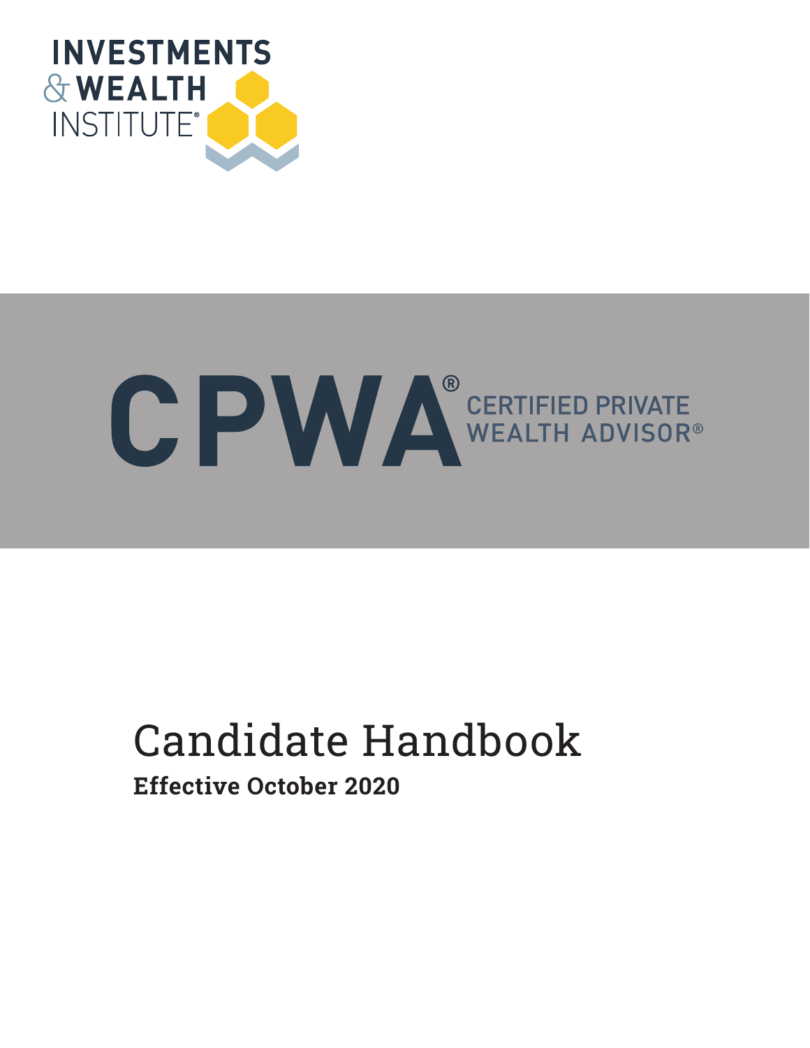INVESTMENTS & WEALTH INSTITUTE®

# CPWA® CERTIFIED PRIVATE WEALTH ADVISOR®

# Candidate Handbook

**Effective October 2020**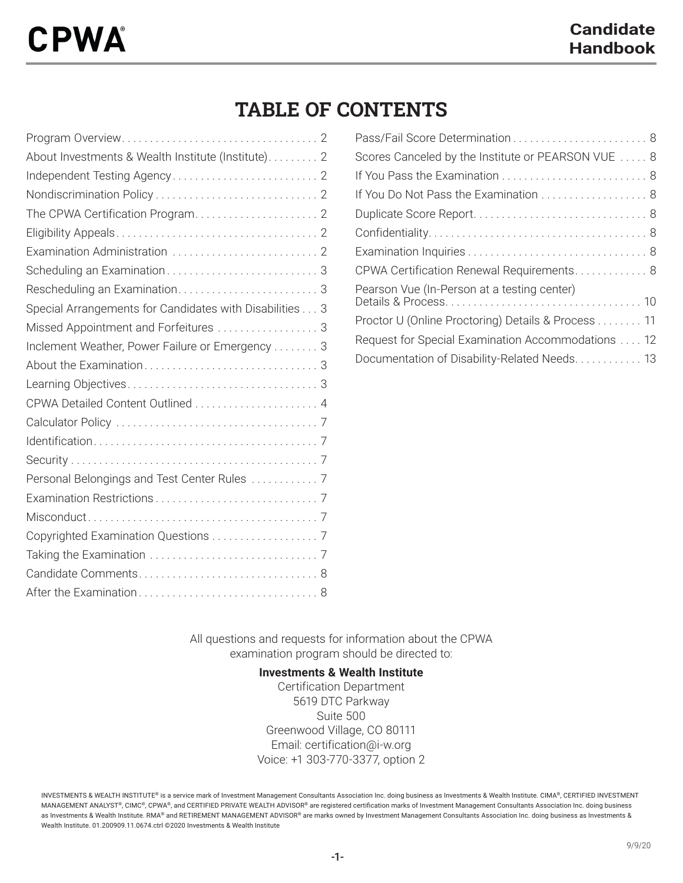# CPWA®

**Candidate Handbook**

## TABLE OF CONTENTS

- Program Overview . . . . . 2
- About Investments & Wealth Institute (Institute) . . . . . 2
- Independent Testing Agency . . . . . 2
- Nondiscrimination Policy . . . . . 2
- The CPWA Certification Program . . . . . 2
- Eligibility Appeals . . . . . 2
- Examination Administration . . . . . 2
- Scheduling an Examination . . . . . 3
- Rescheduling an Examination . . . . . 3
- Special Arrangements for Candidates with Disabilities . . . 3
- Missed Appointment and Forfeitures . . . . . 3
- Inclement Weather, Power Failure or Emergency . . . . . 3
- About the Examination . . . . . 3
- Learning Objectives . . . . . 3
- CPWA Detailed Content Outlined . . . . . 4
- Calculator Policy . . . . . 7
- Identification . . . . . 7
- Security . . . . . 7
- Personal Belongings and Test Center Rules . . . . . 7
- Examination Restrictions . . . . . 7
- Misconduct . . . . . 7
- Copyrighted Examination Questions . . . . . 7
- Taking the Examination . . . . . 7
- Candidate Comments . . . . . 8
- After the Examination . . . . . 8
- Pass/Fail Score Determination . . . . . 8
- Scores Canceled by the Institute or PEARSON VUE . . . . . 8
- If You Pass the Examination . . . . . 8
- If You Do Not Pass the Examination . . . . . 8
- Duplicate Score Report . . . . . 8
- Confidentiality . . . . . 8
- Examination Inquiries . . . . . 8
- CPWA Certification Renewal Requirements . . . . . 8
- Pearson Vue (In-Person at a testing center) Details & Process . . . . . 10
- Proctor U (Online Proctoring) Details & Process . . . . . 11
- Request for Special Examination Accommodations . . . . 12
- Documentation of Disability-Related Needs . . . . . 13

All questions and requests for information about the CPWA examination program should be directed to:

**Investments & Wealth Institute**
Certification Department
5619 DTC Parkway
Suite 500
Greenwood Village, CO 80111
Email: certification@i-w.org
Voice: +1 303-770-3377, option 2

INVESTMENTS & WEALTH INSTITUTE® is a service mark of Investment Management Consultants Association Inc. doing business as Investments & Wealth Institute. CIMA®, CERTIFIED INVESTMENT MANAGEMENT ANALYST®, CIMC®, CPWA®, and CERTIFIED PRIVATE WEALTH ADVISOR® are registered certification marks of Investment Management Consultants Association Inc. doing business as Investments & Wealth Institute. RMA® and RETIREMENT MANAGEMENT ADVISOR® are marks owned by Investment Management Consultants Association Inc. doing business as Investments & Wealth Institute. 01.200909.11.0674.ctrl ©2020 Investments & Wealth Institute

9/9/20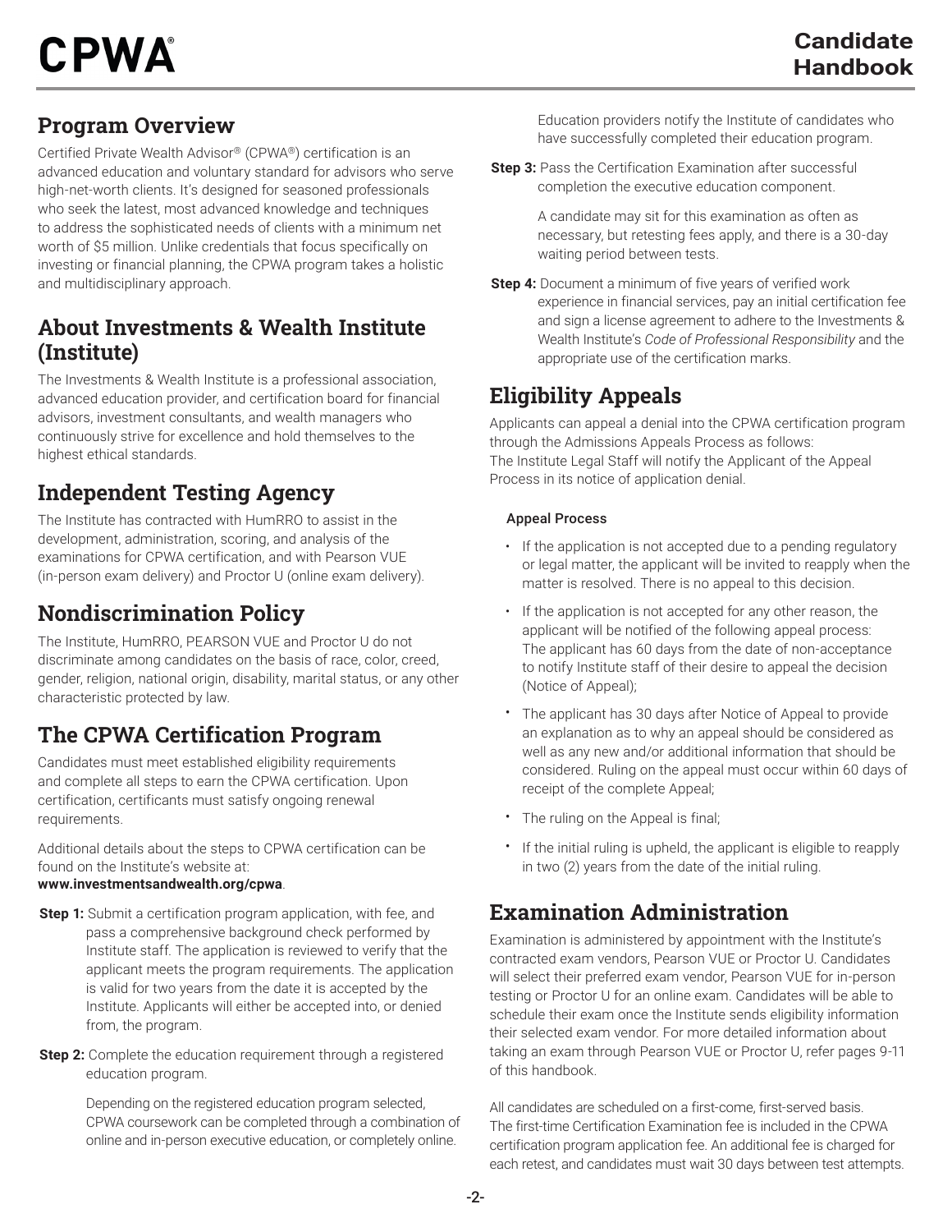## Program Overview

Certified Private Wealth Advisor® (CPWA®) certification is an advanced education and voluntary standard for advisors who serve high-net-worth clients. It's designed for seasoned professionals who seek the latest, most advanced knowledge and techniques to address the sophisticated needs of clients with a minimum net worth of $5 million. Unlike credentials that focus specifically on investing or financial planning, the CPWA program takes a holistic and multidisciplinary approach.

## About Investments & Wealth Institute (Institute)

The Investments & Wealth Institute is a professional association, advanced education provider, and certification board for financial advisors, investment consultants, and wealth managers who continuously strive for excellence and hold themselves to the highest ethical standards.

## Independent Testing Agency

The Institute has contracted with HumRRO to assist in the development, administration, scoring, and analysis of the examinations for CPWA certification, and with Pearson VUE (in-person exam delivery) and Proctor U (online exam delivery).

## Nondiscrimination Policy

The Institute, HumRRO, PEARSON VUE and Proctor U do not discriminate among candidates on the basis of race, color, creed, gender, religion, national origin, disability, marital status, or any other characteristic protected by law.

## The CPWA Certification Program

Candidates must meet established eligibility requirements and complete all steps to earn the CPWA certification. Upon certification, certificants must satisfy ongoing renewal requirements.

Additional details about the steps to CPWA certification can be found on the Institute's website at:
**www.investmentsandwealth.org/cpwa**.

**Step 1:** Submit a certification program application, with fee, and pass a comprehensive background check performed by Institute staff. The application is reviewed to verify that the applicant meets the program requirements. The application is valid for two years from the date it is accepted by the Institute. Applicants will either be accepted into, or denied from, the program.

**Step 2:** Complete the education requirement through a registered education program.

Depending on the registered education program selected, CPWA coursework can be completed through a combination of online and in-person executive education, or completely online.

Education providers notify the Institute of candidates who have successfully completed their education program.

**Step 3:** Pass the Certification Examination after successful completion the executive education component.

A candidate may sit for this examination as often as necessary, but retesting fees apply, and there is a 30-day waiting period between tests.

**Step 4:** Document a minimum of five years of verified work experience in financial services, pay an initial certification fee and sign a license agreement to adhere to the Investments & Wealth Institute's *Code of Professional Responsibility* and the appropriate use of the certification marks.

## Eligibility Appeals

Applicants can appeal a denial into the CPWA certification program through the Admissions Appeals Process as follows:
The Institute Legal Staff will notify the Applicant of the Appeal Process in its notice of application denial.

### Appeal Process

- If the application is not accepted due to a pending regulatory or legal matter, the applicant will be invited to reapply when the matter is resolved. There is no appeal to this decision.
- If the application is not accepted for any other reason, the applicant will be notified of the following appeal process: The applicant has 60 days from the date of non-acceptance to notify Institute staff of their desire to appeal the decision (Notice of Appeal);
- The applicant has 30 days after Notice of Appeal to provide an explanation as to why an appeal should be considered as well as any new and/or additional information that should be considered. Ruling on the appeal must occur within 60 days of receipt of the complete Appeal;
- The ruling on the Appeal is final;
- If the initial ruling is upheld, the applicant is eligible to reapply in two (2) years from the date of the initial ruling.

## Examination Administration

Examination is administered by appointment with the Institute's contracted exam vendors, Pearson VUE or Proctor U. Candidates will select their preferred exam vendor, Pearson VUE for in-person testing or Proctor U for an online exam. Candidates will be able to schedule their exam once the Institute sends eligibility information their selected exam vendor. For more detailed information about taking an exam through Pearson VUE or Proctor U, refer pages 9-11 of this handbook.

All candidates are scheduled on a first-come, first-served basis. The first-time Certification Examination fee is included in the CPWA certification program application fee. An additional fee is charged for each retest, and candidates must wait 30 days between test attempts.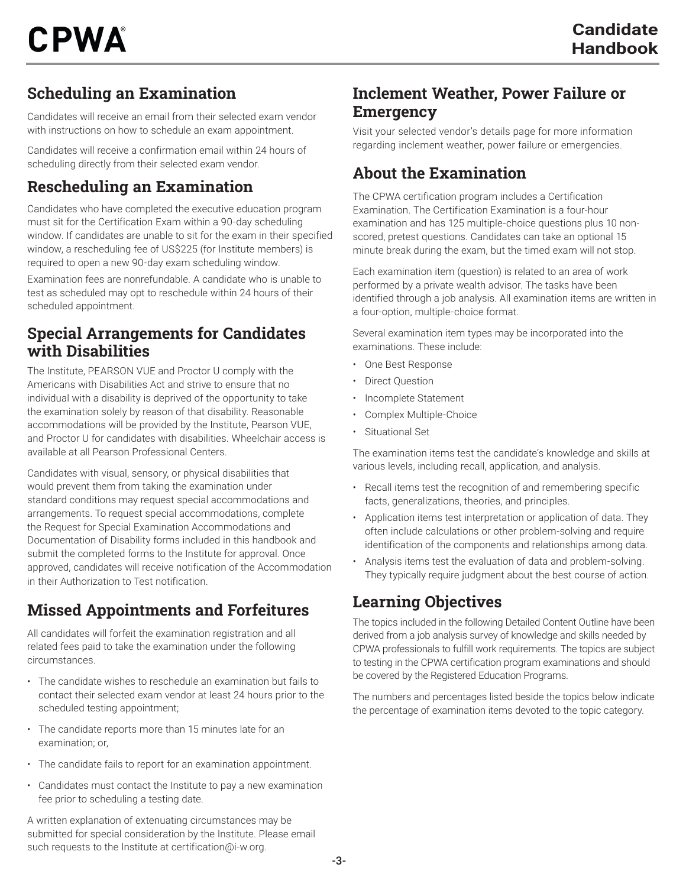## Scheduling an Examination

Candidates will receive an email from their selected exam vendor with instructions on how to schedule an exam appointment.

Candidates will receive a confirmation email within 24 hours of scheduling directly from their selected exam vendor.

## Rescheduling an Examination

Candidates who have completed the executive education program must sit for the Certification Exam within a 90-day scheduling window. If candidates are unable to sit for the exam in their specified window, a rescheduling fee of US$225 (for Institute members) is required to open a new 90-day exam scheduling window.

Examination fees are nonrefundable. A candidate who is unable to test as scheduled may opt to reschedule within 24 hours of their scheduled appointment.

## Special Arrangements for Candidates with Disabilities

The Institute, PEARSON VUE and Proctor U comply with the Americans with Disabilities Act and strive to ensure that no individual with a disability is deprived of the opportunity to take the examination solely by reason of that disability. Reasonable accommodations will be provided by the Institute, Pearson VUE, and Proctor U for candidates with disabilities. Wheelchair access is available at all Pearson Professional Centers.

Candidates with visual, sensory, or physical disabilities that would prevent them from taking the examination under standard conditions may request special accommodations and arrangements. To request special accommodations, complete the Request for Special Examination Accommodations and Documentation of Disability forms included in this handbook and submit the completed forms to the Institute for approval. Once approved, candidates will receive notification of the Accommodation in their Authorization to Test notification.

## Missed Appointments and Forfeitures

All candidates will forfeit the examination registration and all related fees paid to take the examination under the following circumstances.

- The candidate wishes to reschedule an examination but fails to contact their selected exam vendor at least 24 hours prior to the scheduled testing appointment;
- The candidate reports more than 15 minutes late for an examination; or,
- The candidate fails to report for an examination appointment.
- Candidates must contact the Institute to pay a new examination fee prior to scheduling a testing date.

A written explanation of extenuating circumstances may be submitted for special consideration by the Institute. Please email such requests to the Institute at certification@i-w.org.

## Inclement Weather, Power Failure or Emergency

Visit your selected vendor's details page for more information regarding inclement weather, power failure or emergencies.

## About the Examination

The CPWA certification program includes a Certification Examination. The Certification Examination is a four-hour examination and has 125 multiple-choice questions plus 10 non-scored, pretest questions. Candidates can take an optional 15 minute break during the exam, but the timed exam will not stop.

Each examination item (question) is related to an area of work performed by a private wealth advisor. The tasks have been identified through a job analysis. All examination items are written in a four-option, multiple-choice format.

Several examination item types may be incorporated into the examinations. These include:

- One Best Response
- Direct Question
- Incomplete Statement
- Complex Multiple-Choice
- Situational Set

The examination items test the candidate's knowledge and skills at various levels, including recall, application, and analysis.

- Recall items test the recognition of and remembering specific facts, generalizations, theories, and principles.
- Application items test interpretation or application of data. They often include calculations or other problem-solving and require identification of the components and relationships among data.
- Analysis items test the evaluation of data and problem-solving. They typically require judgment about the best course of action.

## Learning Objectives

The topics included in the following Detailed Content Outline have been derived from a job analysis survey of knowledge and skills needed by CPWA professionals to fulfill work requirements. The topics are subject to testing in the CPWA certification program examinations and should be covered by the Registered Education Programs.

The numbers and percentages listed beside the topics below indicate the percentage of examination items devoted to the topic category.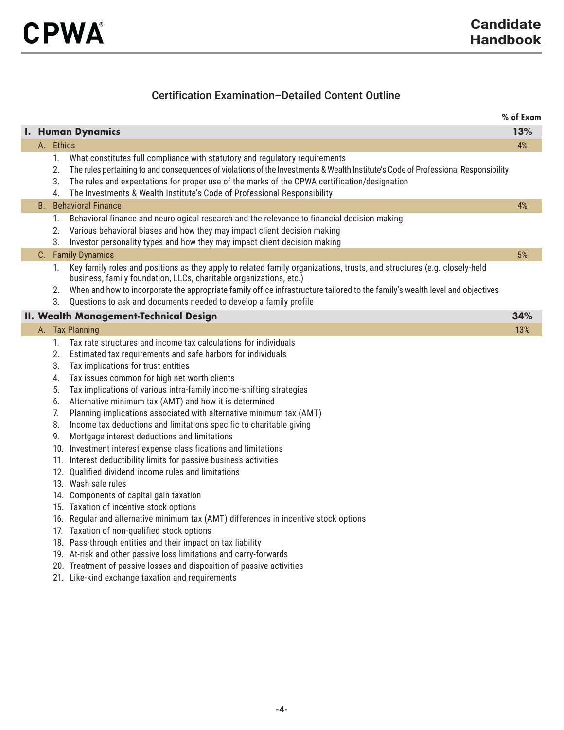## Certification Examination–Detailed Content Outline

| | % of Exam |
|---|---|
| **I. Human Dynamics** | **13%** |
| A. Ethics | 4% |
| 1. What constitutes full compliance with statutory and regulatory requirements<br>2. The rules pertaining to and consequences of violations of the Investments & Wealth Institute's Code of Professional Responsibility<br>3. The rules and expectations for proper use of the marks of the CPWA certification/designation<br>4. The Investments & Wealth Institute's Code of Professional Responsibility | |
| B. Behavioral Finance | 4% |
| 1. Behavioral finance and neurological research and the relevance to financial decision making<br>2. Various behavioral biases and how they may impact client decision making<br>3. Investor personality types and how they may impact client decision making | |
| C. Family Dynamics | 5% |
| 1. Key family roles and positions as they apply to related family organizations, trusts, and structures (e.g. closely-held business, family foundation, LLCs, charitable organizations, etc.)<br>2. When and how to incorporate the appropriate family office infrastructure tailored to the family's wealth level and objectives<br>3. Questions to ask and documents needed to develop a family profile | |
| **II. Wealth Management-Technical Design** | **34%** |
| A. Tax Planning | 13% |
| 1. Tax rate structures and income tax calculations for individuals<br>2. Estimated tax requirements and safe harbors for individuals<br>3. Tax implications for trust entities<br>4. Tax issues common for high net worth clients<br>5. Tax implications of various intra-family income-shifting strategies<br>6. Alternative minimum tax (AMT) and how it is determined<br>7. Planning implications associated with alternative minimum tax (AMT)<br>8. Income tax deductions and limitations specific to charitable giving<br>9. Mortgage interest deductions and limitations<br>10. Investment interest expense classifications and limitations<br>11. Interest deductibility limits for passive business activities<br>12. Qualified dividend income rules and limitations<br>13. Wash sale rules<br>14. Components of capital gain taxation<br>15. Taxation of incentive stock options<br>16. Regular and alternative minimum tax (AMT) differences in incentive stock options<br>17. Taxation of non-qualified stock options<br>18. Pass-through entities and their impact on tax liability<br>19. At-risk and other passive loss limitations and carry-forwards<br>20. Treatment of passive losses and disposition of passive activities<br>21. Like-kind exchange taxation and requirements | |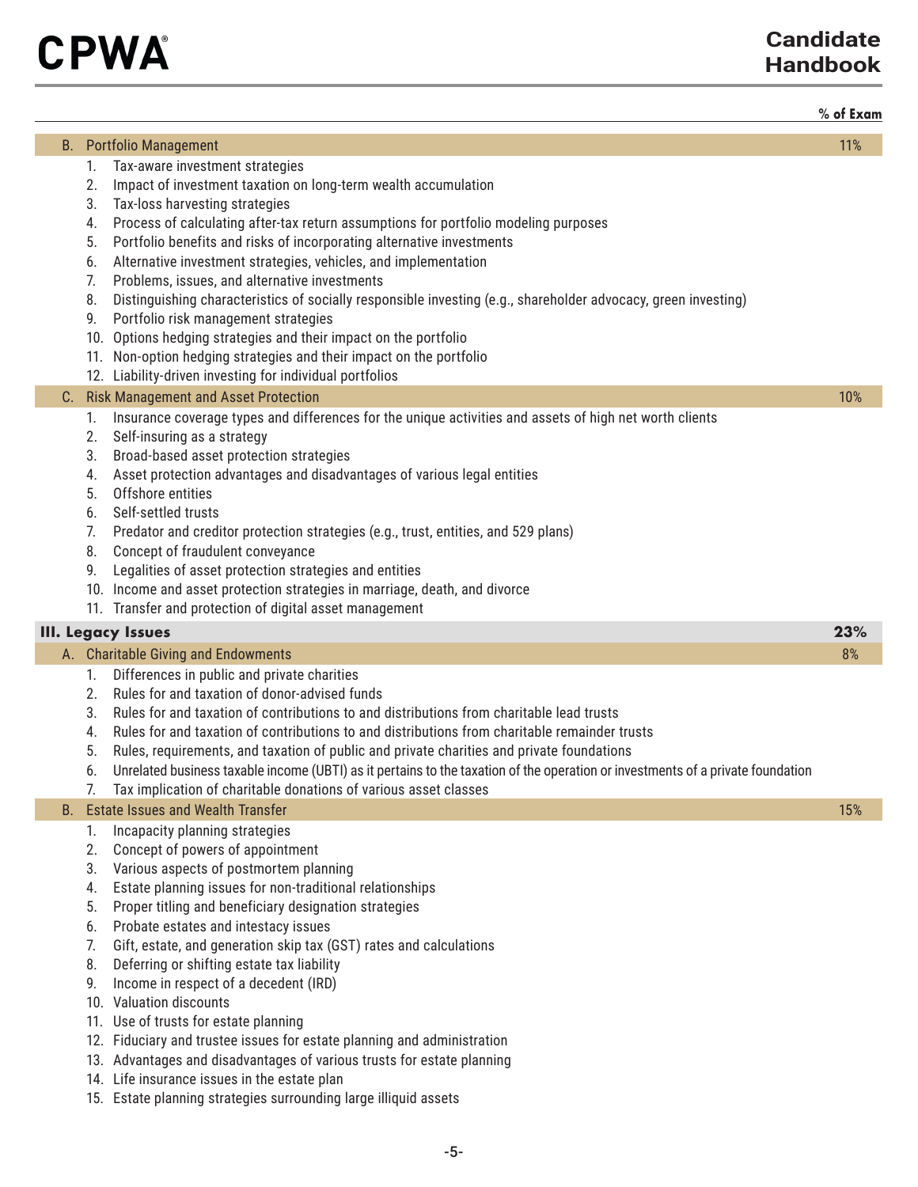| | % of Exam |
|---|---|
| **B. Portfolio Management** | 11% |

1. Tax-aware investment strategies
2. Impact of investment taxation on long-term wealth accumulation
3. Tax-loss harvesting strategies
4. Process of calculating after-tax return assumptions for portfolio modeling purposes
5. Portfolio benefits and risks of incorporating alternative investments
6. Alternative investment strategies, vehicles, and implementation
7. Problems, issues, and alternative investments
8. Distinguishing characteristics of socially responsible investing (e.g., shareholder advocacy, green investing)
9. Portfolio risk management strategies
10. Options hedging strategies and their impact on the portfolio
11. Non-option hedging strategies and their impact on the portfolio
12. Liability-driven investing for individual portfolios

| | |
|---|---|
| **C. Risk Management and Asset Protection** | 10% |

1. Insurance coverage types and differences for the unique activities and assets of high net worth clients
2. Self-insuring as a strategy
3. Broad-based asset protection strategies
4. Asset protection advantages and disadvantages of various legal entities
5. Offshore entities
6. Self-settled trusts
7. Predator and creditor protection strategies (e.g., trust, entities, and 529 plans)
8. Concept of fraudulent conveyance
9. Legalities of asset protection strategies and entities
10. Income and asset protection strategies in marriage, death, and divorce
11. Transfer and protection of digital asset management

| | |
|---|---|
| **III. Legacy Issues** | **23%** |
| **A. Charitable Giving and Endowments** | 8% |

1. Differences in public and private charities
2. Rules for and taxation of donor-advised funds
3. Rules for and taxation of contributions to and distributions from charitable lead trusts
4. Rules for and taxation of contributions to and distributions from charitable remainder trusts
5. Rules, requirements, and taxation of public and private charities and private foundations
6. Unrelated business taxable income (UBTI) as it pertains to the taxation of the operation or investments of a private foundation
7. Tax implication of charitable donations of various asset classes

| | |
|---|---|
| **B. Estate Issues and Wealth Transfer** | 15% |

1. Incapacity planning strategies
2. Concept of powers of appointment
3. Various aspects of postmortem planning
4. Estate planning issues for non-traditional relationships
5. Proper titling and beneficiary designation strategies
6. Probate estates and intestacy issues
7. Gift, estate, and generation skip tax (GST) rates and calculations
8. Deferring or shifting estate tax liability
9. Income in respect of a decedent (IRD)
10. Valuation discounts
11. Use of trusts for estate planning
12. Fiduciary and trustee issues for estate planning and administration
13. Advantages and disadvantages of various trusts for estate planning
14. Life insurance issues in the estate plan
15. Estate planning strategies surrounding large illiquid assets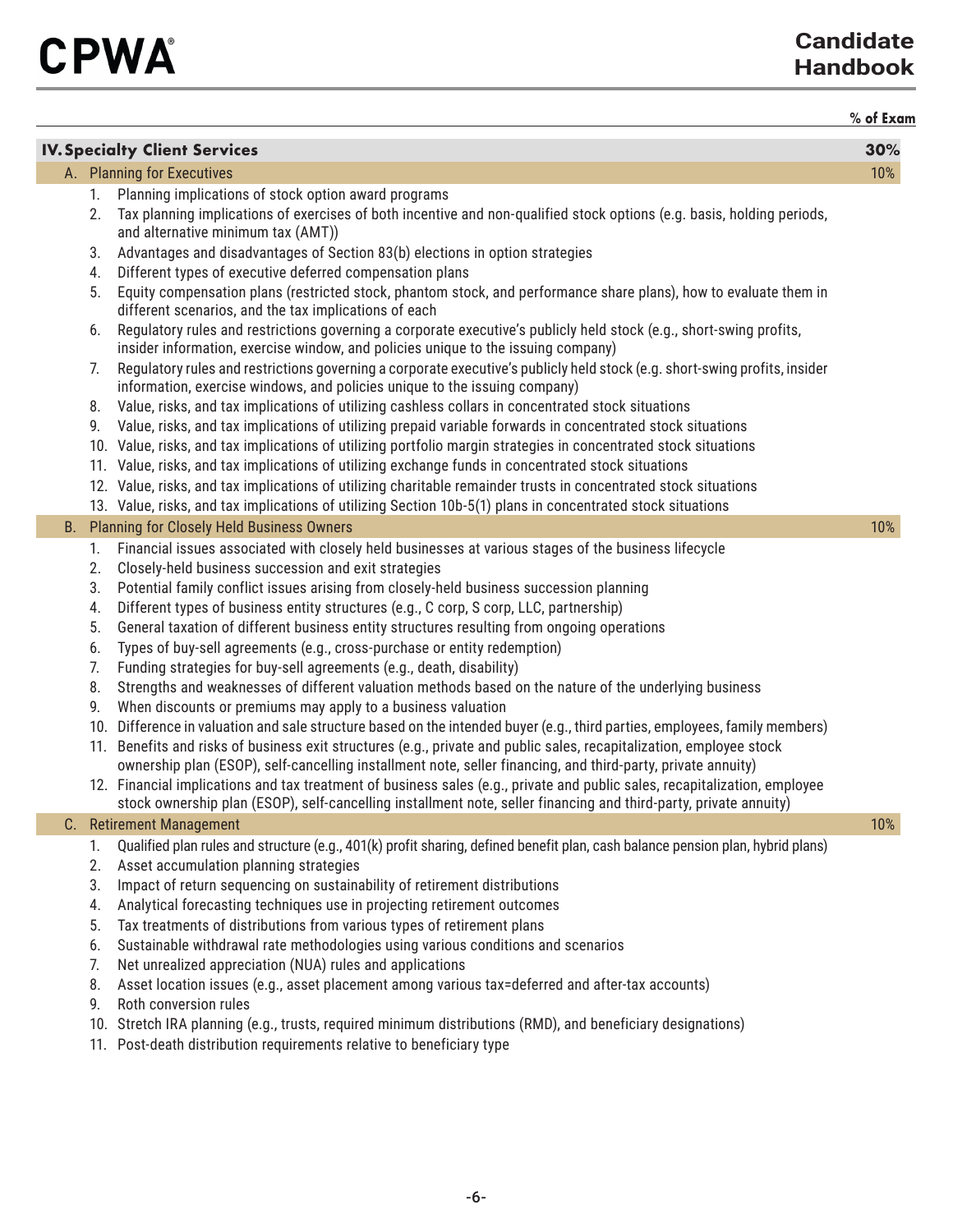% of Exam

## IV. Specialty Client Services — 30%

### A. Planning for Executives — 10%

1. Planning implications of stock option award programs
2. Tax planning implications of exercises of both incentive and non-qualified stock options (e.g. basis, holding periods, and alternative minimum tax (AMT))
3. Advantages and disadvantages of Section 83(b) elections in option strategies
4. Different types of executive deferred compensation plans
5. Equity compensation plans (restricted stock, phantom stock, and performance share plans), how to evaluate them in different scenarios, and the tax implications of each
6. Regulatory rules and restrictions governing a corporate executive's publicly held stock (e.g., short-swing profits, insider information, exercise window, and policies unique to the issuing company)
7. Regulatory rules and restrictions governing a corporate executive's publicly held stock (e.g. short-swing profits, insider information, exercise windows, and policies unique to the issuing company)
8. Value, risks, and tax implications of utilizing cashless collars in concentrated stock situations
9. Value, risks, and tax implications of utilizing prepaid variable forwards in concentrated stock situations
10. Value, risks, and tax implications of utilizing portfolio margin strategies in concentrated stock situations
11. Value, risks, and tax implications of utilizing exchange funds in concentrated stock situations
12. Value, risks, and tax implications of utilizing charitable remainder trusts in concentrated stock situations
13. Value, risks, and tax implications of utilizing Section 10b-5(1) plans in concentrated stock situations

### B. Planning for Closely Held Business Owners — 10%

1. Financial issues associated with closely held businesses at various stages of the business lifecycle
2. Closely-held business succession and exit strategies
3. Potential family conflict issues arising from closely-held business succession planning
4. Different types of business entity structures (e.g., C corp, S corp, LLC, partnership)
5. General taxation of different business entity structures resulting from ongoing operations
6. Types of buy-sell agreements (e.g., cross-purchase or entity redemption)
7. Funding strategies for buy-sell agreements (e.g., death, disability)
8. Strengths and weaknesses of different valuation methods based on the nature of the underlying business
9. When discounts or premiums may apply to a business valuation
10. Difference in valuation and sale structure based on the intended buyer (e.g., third parties, employees, family members)
11. Benefits and risks of business exit structures (e.g., private and public sales, recapitalization, employee stock ownership plan (ESOP), self-cancelling installment note, seller financing, and third-party, private annuity)
12. Financial implications and tax treatment of business sales (e.g., private and public sales, recapitalization, employee stock ownership plan (ESOP), self-cancelling installment note, seller financing and third-party, private annuity)

### C. Retirement Management — 10%

1. Qualified plan rules and structure (e.g., 401(k) profit sharing, defined benefit plan, cash balance pension plan, hybrid plans)
2. Asset accumulation planning strategies
3. Impact of return sequencing on sustainability of retirement distributions
4. Analytical forecasting techniques use in projecting retirement outcomes
5. Tax treatments of distributions from various types of retirement plans
6. Sustainable withdrawal rate methodologies using various conditions and scenarios
7. Net unrealized appreciation (NUA) rules and applications
8. Asset location issues (e.g., asset placement among various tax=deferred and after-tax accounts)
9. Roth conversion rules
10. Stretch IRA planning (e.g., trusts, required minimum distributions (RMD), and beneficiary designations)
11. Post-death distribution requirements relative to beneficiary type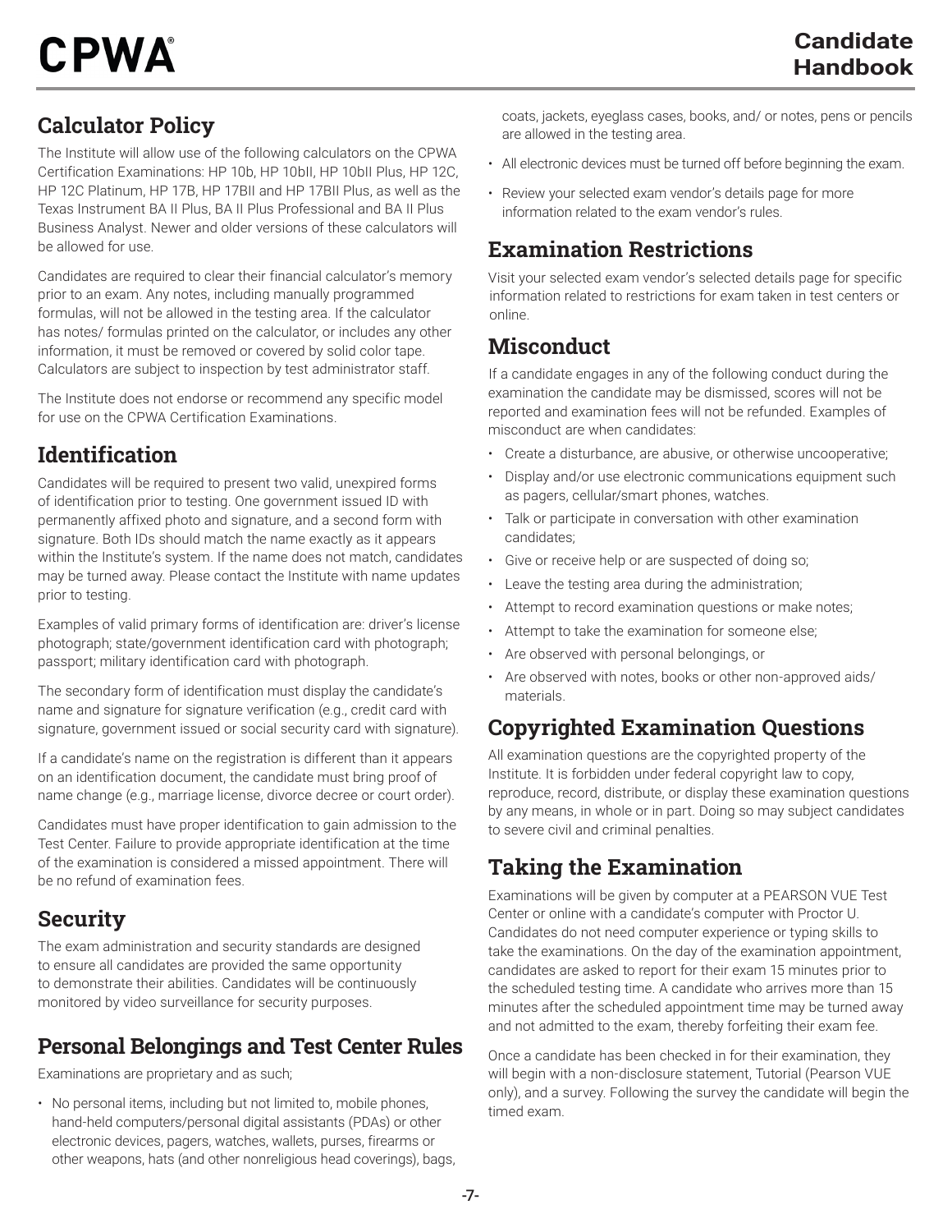## Calculator Policy

The Institute will allow use of the following calculators on the CPWA Certification Examinations: HP 10b, HP 10bII, HP 10bII Plus, HP 12C, HP 12C Platinum, HP 17B, HP 17BII and HP 17BII Plus, as well as the Texas Instrument BA II Plus, BA II Plus Professional and BA II Plus Business Analyst. Newer and older versions of these calculators will be allowed for use.

Candidates are required to clear their financial calculator's memory prior to an exam. Any notes, including manually programmed formulas, will not be allowed in the testing area. If the calculator has notes/ formulas printed on the calculator, or includes any other information, it must be removed or covered by solid color tape. Calculators are subject to inspection by test administrator staff.

The Institute does not endorse or recommend any specific model for use on the CPWA Certification Examinations.

## Identification

Candidates will be required to present two valid, unexpired forms of identification prior to testing. One government issued ID with permanently affixed photo and signature, and a second form with signature. Both IDs should match the name exactly as it appears within the Institute's system. If the name does not match, candidates may be turned away. Please contact the Institute with name updates prior to testing.

Examples of valid primary forms of identification are: driver's license photograph; state/government identification card with photograph; passport; military identification card with photograph.

The secondary form of identification must display the candidate's name and signature for signature verification (e.g., credit card with signature, government issued or social security card with signature).

If a candidate's name on the registration is different than it appears on an identification document, the candidate must bring proof of name change (e.g., marriage license, divorce decree or court order).

Candidates must have proper identification to gain admission to the Test Center. Failure to provide appropriate identification at the time of the examination is considered a missed appointment. There will be no refund of examination fees.

## Security

The exam administration and security standards are designed to ensure all candidates are provided the same opportunity to demonstrate their abilities. Candidates will be continuously monitored by video surveillance for security purposes.

## Personal Belongings and Test Center Rules

Examinations are proprietary and as such;

- No personal items, including but not limited to, mobile phones, hand-held computers/personal digital assistants (PDAs) or other electronic devices, pagers, watches, wallets, purses, firearms or other weapons, hats (and other nonreligious head coverings), bags, coats, jackets, eyeglass cases, books, and/ or notes, pens or pencils are allowed in the testing area.
- All electronic devices must be turned off before beginning the exam.
- Review your selected exam vendor's details page for more information related to the exam vendor's rules.

## Examination Restrictions

Visit your selected exam vendor's selected details page for specific information related to restrictions for exam taken in test centers or online.

## Misconduct

If a candidate engages in any of the following conduct during the examination the candidate may be dismissed, scores will not be reported and examination fees will not be refunded. Examples of misconduct are when candidates:

- Create a disturbance, are abusive, or otherwise uncooperative;
- Display and/or use electronic communications equipment such as pagers, cellular/smart phones, watches.
- Talk or participate in conversation with other examination candidates;
- Give or receive help or are suspected of doing so;
- Leave the testing area during the administration;
- Attempt to record examination questions or make notes;
- Attempt to take the examination for someone else;
- Are observed with personal belongings, or
- Are observed with notes, books or other non-approved aids/ materials.

## Copyrighted Examination Questions

All examination questions are the copyrighted property of the Institute. It is forbidden under federal copyright law to copy, reproduce, record, distribute, or display these examination questions by any means, in whole or in part. Doing so may subject candidates to severe civil and criminal penalties.

## Taking the Examination

Examinations will be given by computer at a PEARSON VUE Test Center or online with a candidate's computer with Proctor U. Candidates do not need computer experience or typing skills to take the examinations. On the day of the examination appointment, candidates are asked to report for their exam 15 minutes prior to the scheduled testing time. A candidate who arrives more than 15 minutes after the scheduled appointment time may be turned away and not admitted to the exam, thereby forfeiting their exam fee.

Once a candidate has been checked in for their examination, they will begin with a non-disclosure statement, Tutorial (Pearson VUE only), and a survey. Following the survey the candidate will begin the timed exam.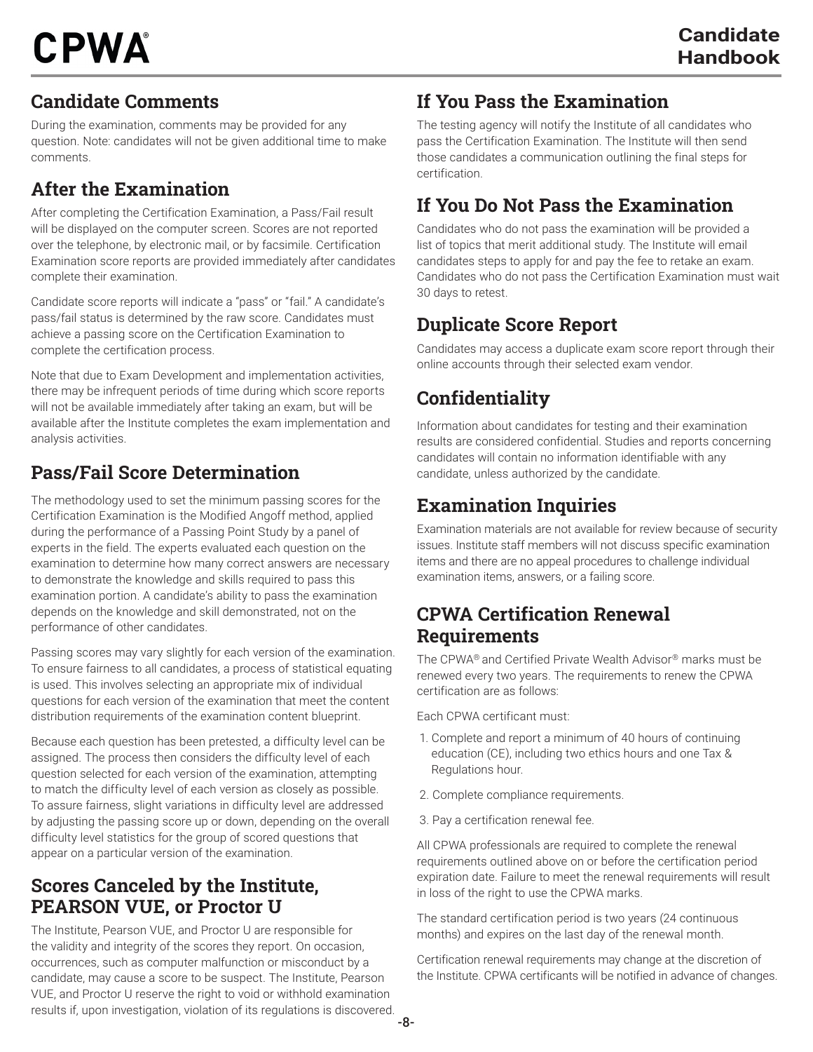## Candidate Comments

During the examination, comments may be provided for any question. Note: candidates will not be given additional time to make comments.

## After the Examination

After completing the Certification Examination, a Pass/Fail result will be displayed on the computer screen. Scores are not reported over the telephone, by electronic mail, or by facsimile. Certification Examination score reports are provided immediately after candidates complete their examination.

Candidate score reports will indicate a "pass" or "fail." A candidate's pass/fail status is determined by the raw score. Candidates must achieve a passing score on the Certification Examination to complete the certification process.

Note that due to Exam Development and implementation activities, there may be infrequent periods of time during which score reports will not be available immediately after taking an exam, but will be available after the Institute completes the exam implementation and analysis activities.

## Pass/Fail Score Determination

The methodology used to set the minimum passing scores for the Certification Examination is the Modified Angoff method, applied during the performance of a Passing Point Study by a panel of experts in the field. The experts evaluated each question on the examination to determine how many correct answers are necessary to demonstrate the knowledge and skills required to pass this examination portion. A candidate's ability to pass the examination depends on the knowledge and skill demonstrated, not on the performance of other candidates.

Passing scores may vary slightly for each version of the examination. To ensure fairness to all candidates, a process of statistical equating is used. This involves selecting an appropriate mix of individual questions for each version of the examination that meet the content distribution requirements of the examination content blueprint.

Because each question has been pretested, a difficulty level can be assigned. The process then considers the difficulty level of each question selected for each version of the examination, attempting to match the difficulty level of each version as closely as possible. To assure fairness, slight variations in difficulty level are addressed by adjusting the passing score up or down, depending on the overall difficulty level statistics for the group of scored questions that appear on a particular version of the examination.

## Scores Canceled by the Institute, PEARSON VUE, or Proctor U

The Institute, Pearson VUE, and Proctor U are responsible for the validity and integrity of the scores they report. On occasion, occurrences, such as computer malfunction or misconduct by a candidate, may cause a score to be suspect. The Institute, Pearson VUE, and Proctor U reserve the right to void or withhold examination results if, upon investigation, violation of its regulations is discovered.

## If You Pass the Examination

The testing agency will notify the Institute of all candidates who pass the Certification Examination. The Institute will then send those candidates a communication outlining the final steps for certification.

## If You Do Not Pass the Examination

Candidates who do not pass the examination will be provided a list of topics that merit additional study. The Institute will email candidates steps to apply for and pay the fee to retake an exam. Candidates who do not pass the Certification Examination must wait 30 days to retest.

## Duplicate Score Report

Candidates may access a duplicate exam score report through their online accounts through their selected exam vendor.

## Confidentiality

Information about candidates for testing and their examination results are considered confidential. Studies and reports concerning candidates will contain no information identifiable with any candidate, unless authorized by the candidate.

## Examination Inquiries

Examination materials are not available for review because of security issues. Institute staff members will not discuss specific examination items and there are no appeal procedures to challenge individual examination items, answers, or a failing score.

## CPWA Certification Renewal Requirements

The CPWA® and Certified Private Wealth Advisor® marks must be renewed every two years. The requirements to renew the CPWA certification are as follows:

Each CPWA certificant must:

1. Complete and report a minimum of 40 hours of continuing education (CE), including two ethics hours and one Tax & Regulations hour.
2. Complete compliance requirements.
3. Pay a certification renewal fee.

All CPWA professionals are required to complete the renewal requirements outlined above on or before the certification period expiration date. Failure to meet the renewal requirements will result in loss of the right to use the CPWA marks.

The standard certification period is two years (24 continuous months) and expires on the last day of the renewal month.

Certification renewal requirements may change at the discretion of the Institute. CPWA certificants will be notified in advance of changes.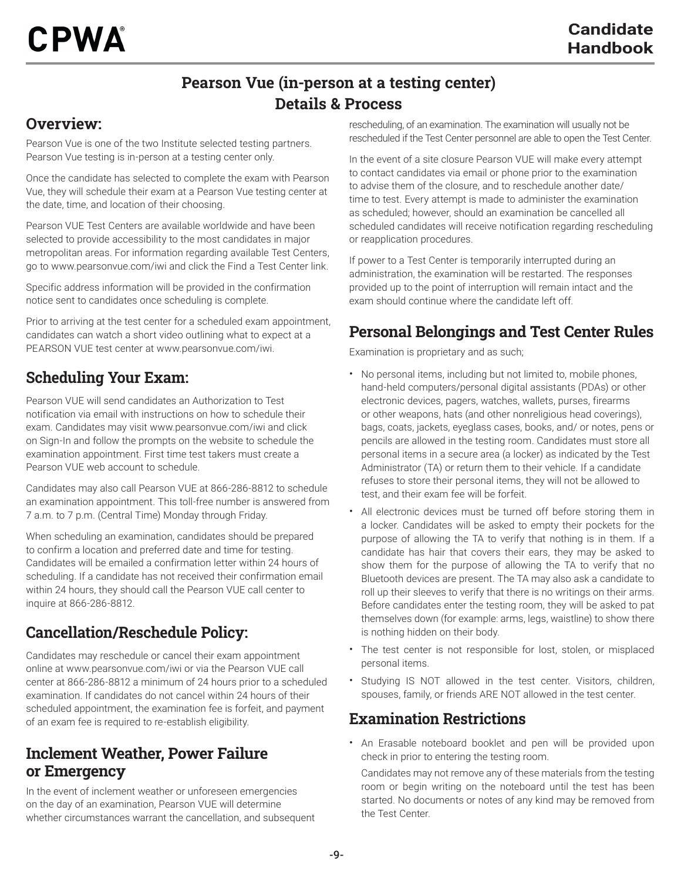## Pearson Vue (in-person at a testing center) Details & Process

### Overview:

Pearson Vue is one of the two Institute selected testing partners. Pearson Vue testing is in-person at a testing center only.

Once the candidate has selected to complete the exam with Pearson Vue, they will schedule their exam at a Pearson Vue testing center at the date, time, and location of their choosing.

Pearson VUE Test Centers are available worldwide and have been selected to provide accessibility to the most candidates in major metropolitan areas. For information regarding available Test Centers, go to www.pearsonvue.com/iwi and click the Find a Test Center link.

Specific address information will be provided in the confirmation notice sent to candidates once scheduling is complete.

Prior to arriving at the test center for a scheduled exam appointment, candidates can watch a short video outlining what to expect at a PEARSON VUE test center at www.pearsonvue.com/iwi.

### Scheduling Your Exam:

Pearson VUE will send candidates an Authorization to Test notification via email with instructions on how to schedule their exam. Candidates may visit www.pearsonvue.com/iwi and click on Sign-In and follow the prompts on the website to schedule the examination appointment. First time test takers must create a Pearson VUE web account to schedule.

Candidates may also call Pearson VUE at 866-286-8812 to schedule an examination appointment. This toll-free number is answered from 7 a.m. to 7 p.m. (Central Time) Monday through Friday.

When scheduling an examination, candidates should be prepared to confirm a location and preferred date and time for testing. Candidates will be emailed a confirmation letter within 24 hours of scheduling. If a candidate has not received their confirmation email within 24 hours, they should call the Pearson VUE call center to inquire at 866-286-8812.

### Cancellation/Reschedule Policy:

Candidates may reschedule or cancel their exam appointment online at www.pearsonvue.com/iwi or via the Pearson VUE call center at 866-286-8812 a minimum of 24 hours prior to a scheduled examination. If candidates do not cancel within 24 hours of their scheduled appointment, the examination fee is forfeit, and payment of an exam fee is required to re-establish eligibility.

### Inclement Weather, Power Failure or Emergency

In the event of inclement weather or unforeseen emergencies on the day of an examination, Pearson VUE will determine whether circumstances warrant the cancellation, and subsequent rescheduling, of an examination. The examination will usually not be rescheduled if the Test Center personnel are able to open the Test Center.

In the event of a site closure Pearson VUE will make every attempt to contact candidates via email or phone prior to the examination to advise them of the closure, and to reschedule another date/ time to test. Every attempt is made to administer the examination as scheduled; however, should an examination be cancelled all scheduled candidates will receive notification regarding rescheduling or reapplication procedures.

If power to a Test Center is temporarily interrupted during an administration, the examination will be restarted. The responses provided up to the point of interruption will remain intact and the exam should continue where the candidate left off.

### Personal Belongings and Test Center Rules

Examination is proprietary and as such;

- No personal items, including but not limited to, mobile phones, hand-held computers/personal digital assistants (PDAs) or other electronic devices, pagers, watches, wallets, purses, firearms or other weapons, hats (and other nonreligious head coverings), bags, coats, jackets, eyeglass cases, books, and/ or notes, pens or pencils are allowed in the testing room. Candidates must store all personal items in a secure area (a locker) as indicated by the Test Administrator (TA) or return them to their vehicle. If a candidate refuses to store their personal items, they will not be allowed to test, and their exam fee will be forfeit.
- All electronic devices must be turned off before storing them in a locker. Candidates will be asked to empty their pockets for the purpose of allowing the TA to verify that nothing is in them. If a candidate has hair that covers their ears, they may be asked to show them for the purpose of allowing the TA to verify that no Bluetooth devices are present. The TA may also ask a candidate to roll up their sleeves to verify that there is no writings on their arms. Before candidates enter the testing room, they will be asked to pat themselves down (for example: arms, legs, waistline) to show there is nothing hidden on their body.
- The test center is not responsible for lost, stolen, or misplaced personal items.
- Studying IS NOT allowed in the test center. Visitors, children, spouses, family, or friends ARE NOT allowed in the test center.

### Examination Restrictions

- An Erasable noteboard booklet and pen will be provided upon check in prior to entering the testing room.

  Candidates may not remove any of these materials from the testing room or begin writing on the noteboard until the test has been started. No documents or notes of any kind may be removed from the Test Center.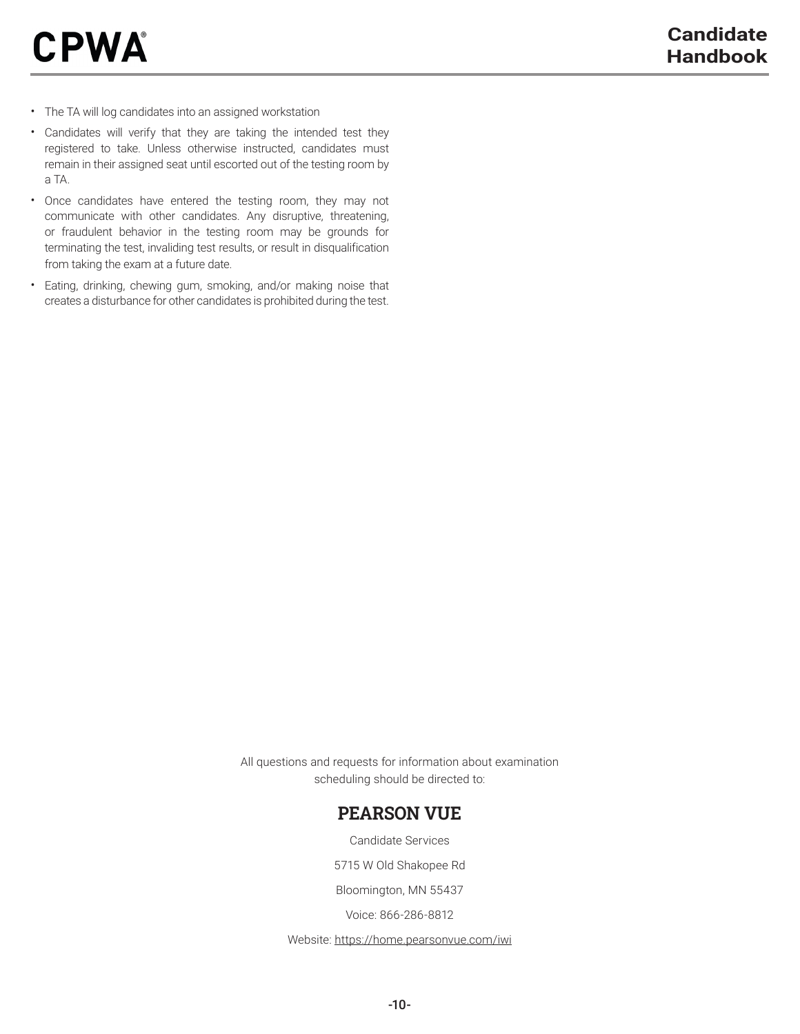- The TA will log candidates into an assigned workstation
- Candidates will verify that they are taking the intended test they registered to take. Unless otherwise instructed, candidates must remain in their assigned seat until escorted out of the testing room by a TA.
- Once candidates have entered the testing room, they may not communicate with other candidates. Any disruptive, threatening, or fraudulent behavior in the testing room may be grounds for terminating the test, invaliding test results, or result in disqualification from taking the exam at a future date.
- Eating, drinking, chewing gum, smoking, and/or making noise that creates a disturbance for other candidates is prohibited during the test.

All questions and requests for information about examination scheduling should be directed to:

## PEARSON VUE

Candidate Services

5715 W Old Shakopee Rd

Bloomington, MN 55437

Voice: 866-286-8812

Website: https://home.pearsonvue.com/iwi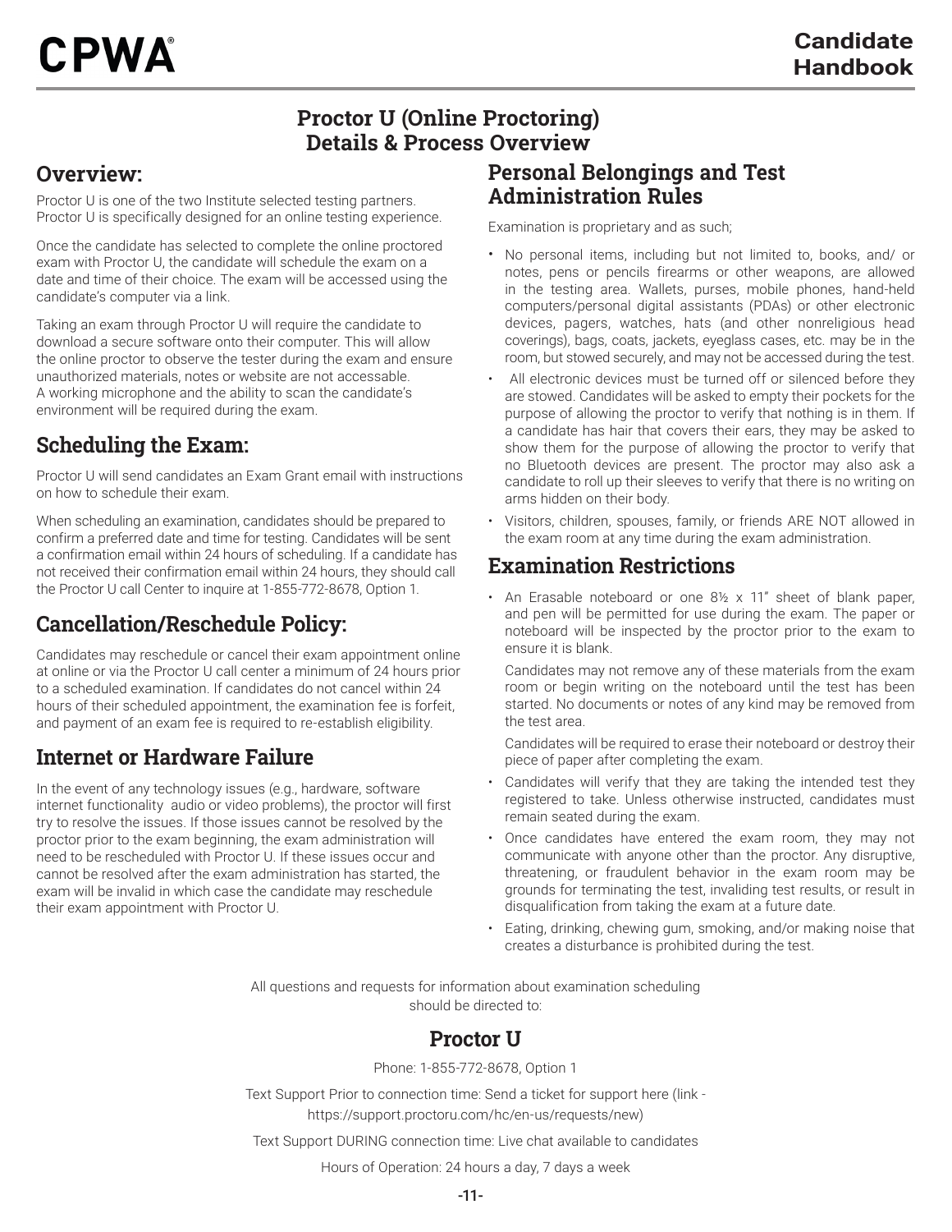# Proctor U (Online Proctoring) Details & Process Overview

## Overview:

Proctor U is one of the two Institute selected testing partners. Proctor U is specifically designed for an online testing experience.

Once the candidate has selected to complete the online proctored exam with Proctor U, the candidate will schedule the exam on a date and time of their choice. The exam will be accessed using the candidate's computer via a link.

Taking an exam through Proctor U will require the candidate to download a secure software onto their computer. This will allow the online proctor to observe the tester during the exam and ensure unauthorized materials, notes or website are not accessable. A working microphone and the ability to scan the candidate's environment will be required during the exam.

## Scheduling the Exam:

Proctor U will send candidates an Exam Grant email with instructions on how to schedule their exam.

When scheduling an examination, candidates should be prepared to confirm a preferred date and time for testing. Candidates will be sent a confirmation email within 24 hours of scheduling. If a candidate has not received their confirmation email within 24 hours, they should call the Proctor U call Center to inquire at 1-855-772-8678, Option 1.

## Cancellation/Reschedule Policy:

Candidates may reschedule or cancel their exam appointment online at online or via the Proctor U call center a minimum of 24 hours prior to a scheduled examination. If candidates do not cancel within 24 hours of their scheduled appointment, the examination fee is forfeit, and payment of an exam fee is required to re-establish eligibility.

## Internet or Hardware Failure

In the event of any technology issues (e.g., hardware, software internet functionality audio or video problems), the proctor will first try to resolve the issues. If those issues cannot be resolved by the proctor prior to the exam beginning, the exam administration will need to be rescheduled with Proctor U. If these issues occur and cannot be resolved after the exam administration has started, the exam will be invalid in which case the candidate may reschedule their exam appointment with Proctor U.

## Personal Belongings and Test Administration Rules

Examination is proprietary and as such;

- No personal items, including but not limited to, books, and/ or notes, pens or pencils firearms or other weapons, are allowed in the testing area. Wallets, purses, mobile phones, hand-held computers/personal digital assistants (PDAs) or other electronic devices, pagers, watches, hats (and other nonreligious head coverings), bags, coats, jackets, eyeglass cases, etc. may be in the room, but stowed securely, and may not be accessed during the test.
- All electronic devices must be turned off or silenced before they are stowed. Candidates will be asked to empty their pockets for the purpose of allowing the proctor to verify that nothing is in them. If a candidate has hair that covers their ears, they may be asked to show them for the purpose of allowing the proctor to verify that no Bluetooth devices are present. The proctor may also ask a candidate to roll up their sleeves to verify that there is no writing on arms hidden on their body.
- Visitors, children, spouses, family, or friends ARE NOT allowed in the exam room at any time during the exam administration.

## Examination Restrictions

- An Erasable noteboard or one 8½ x 11" sheet of blank paper, and pen will be permitted for use during the exam. The paper or noteboard will be inspected by the proctor prior to the exam to ensure it is blank.

  Candidates may not remove any of these materials from the exam room or begin writing on the noteboard until the test has been started. No documents or notes of any kind may be removed from the test area.

  Candidates will be required to erase their noteboard or destroy their piece of paper after completing the exam.
- Candidates will verify that they are taking the intended test they registered to take. Unless otherwise instructed, candidates must remain seated during the exam.
- Once candidates have entered the exam room, they may not communicate with anyone other than the proctor. Any disruptive, threatening, or fraudulent behavior in the exam room may be grounds for terminating the test, invaliding test results, or result in disqualification from taking the exam at a future date.
- Eating, drinking, chewing gum, smoking, and/or making noise that creates a disturbance is prohibited during the test.

All questions and requests for information about examination scheduling should be directed to:

## Proctor U

Phone: 1-855-772-8678, Option 1

Text Support Prior to connection time: Send a ticket for support here (link - https://support.proctoru.com/hc/en-us/requests/new)

Text Support DURING connection time: Live chat available to candidates

Hours of Operation: 24 hours a day, 7 days a week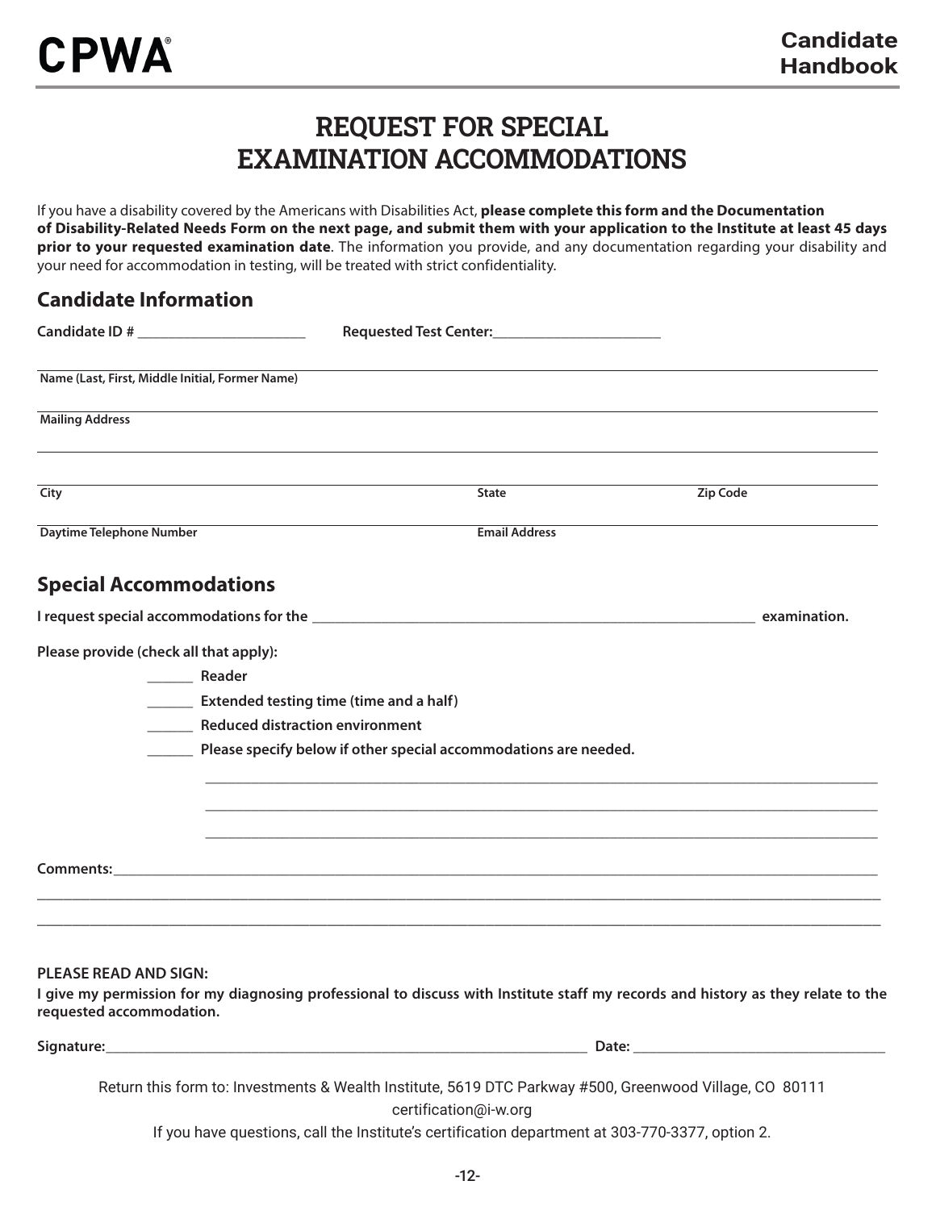# REQUEST FOR SPECIAL EXAMINATION ACCOMMODATIONS

If you have a disability covered by the Americans with Disabilities Act, **please complete this form and the Documentation of Disability-Related Needs Form on the next page, and submit them with your application to the Institute at least 45 days prior to your requested examination date**. The information you provide, and any documentation regarding your disability and your need for accommodation in testing, will be treated with strict confidentiality.

## Candidate Information

**Candidate ID #** ______________________ **Requested Test Center:**______________________

______________________________________________________________________
**Name (Last, First, Middle Initial, Former Name)**

______________________________________________________________________
**Mailing Address**

______________________________________________________________________

______________________________________________________________________
**City** **State** **Zip Code**

______________________________________________________________________
**Daytime Telephone Number** **Email Address**

## Special Accommodations

**I request special accommodations for the** ______________________________________________ **examination.**

**Please provide (check all that apply):**

______ **Reader**

______ **Extended testing time (time and a half)**

______ **Reduced distraction environment**

______ **Please specify below if other special accommodations are needed.**

______________________________________________________________________

______________________________________________________________________

______________________________________________________________________

**Comments:**______________________________________________________________

______________________________________________________________________

______________________________________________________________________

**PLEASE READ AND SIGN:**

**I give my permission for my diagnosing professional to discuss with Institute staff my records and history as they relate to the requested accommodation.**

**Signature:**______________________________________________ **Date:** ______________________

Return this form to: Investments & Wealth Institute, 5619 DTC Parkway #500, Greenwood Village, CO 80111

certification@i-w.org

If you have questions, call the Institute's certification department at 303-770-3377, option 2.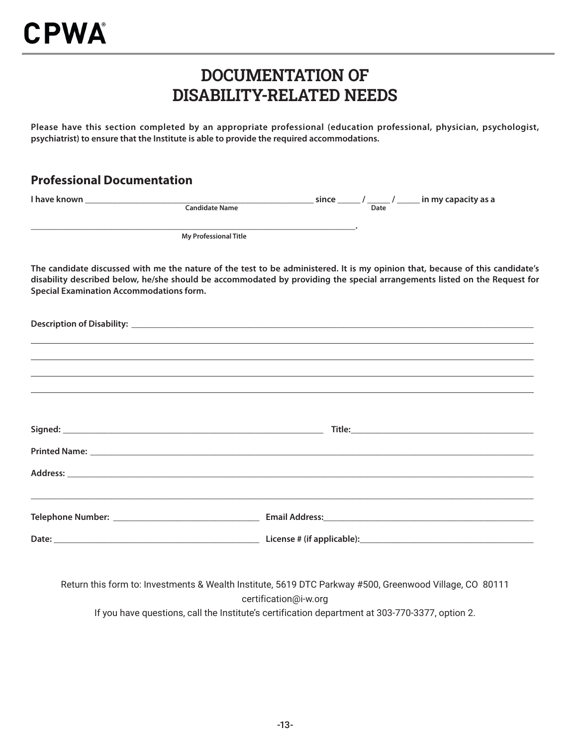CPWA®

# DOCUMENTATION OF DISABILITY-RELATED NEEDS

**Please have this section completed by an appropriate professional (education professional, physician, psychologist, psychiatrist) to ensure that the Institute is able to provide the required accommodations.**

## Professional Documentation

**I have known** ______________________________________________ **since** _____ / _____ / _____ **in my capacity as a**
Candidate Name — Date

_______________________________________________________________.
My Professional Title

**The candidate discussed with me the nature of the test to be administered. It is my opinion that, because of this candidate's disability described below, he/she should be accommodated by providing the special arrangements listed on the Request for Special Examination Accommodations form.**

**Description of Disability:** ______________________________________________________________________

______________________________________________________________________

______________________________________________________________________

______________________________________________________________________

______________________________________________________________________

**Signed:** ______________________________________________ **Title:** ______________________________________________

**Printed Name:** ______________________________________________________________________

**Address:** ______________________________________________________________________

______________________________________________________________________

**Telephone Number:** ______________________________ **Email Address:** ______________________________________________

**Date:** ______________________________________________ **License # (if applicable):** ______________________________

Return this form to: Investments & Wealth Institute, 5619 DTC Parkway #500, Greenwood Village, CO 80111
certification@i-w.org
If you have questions, call the Institute's certification department at 303-770-3377, option 2.